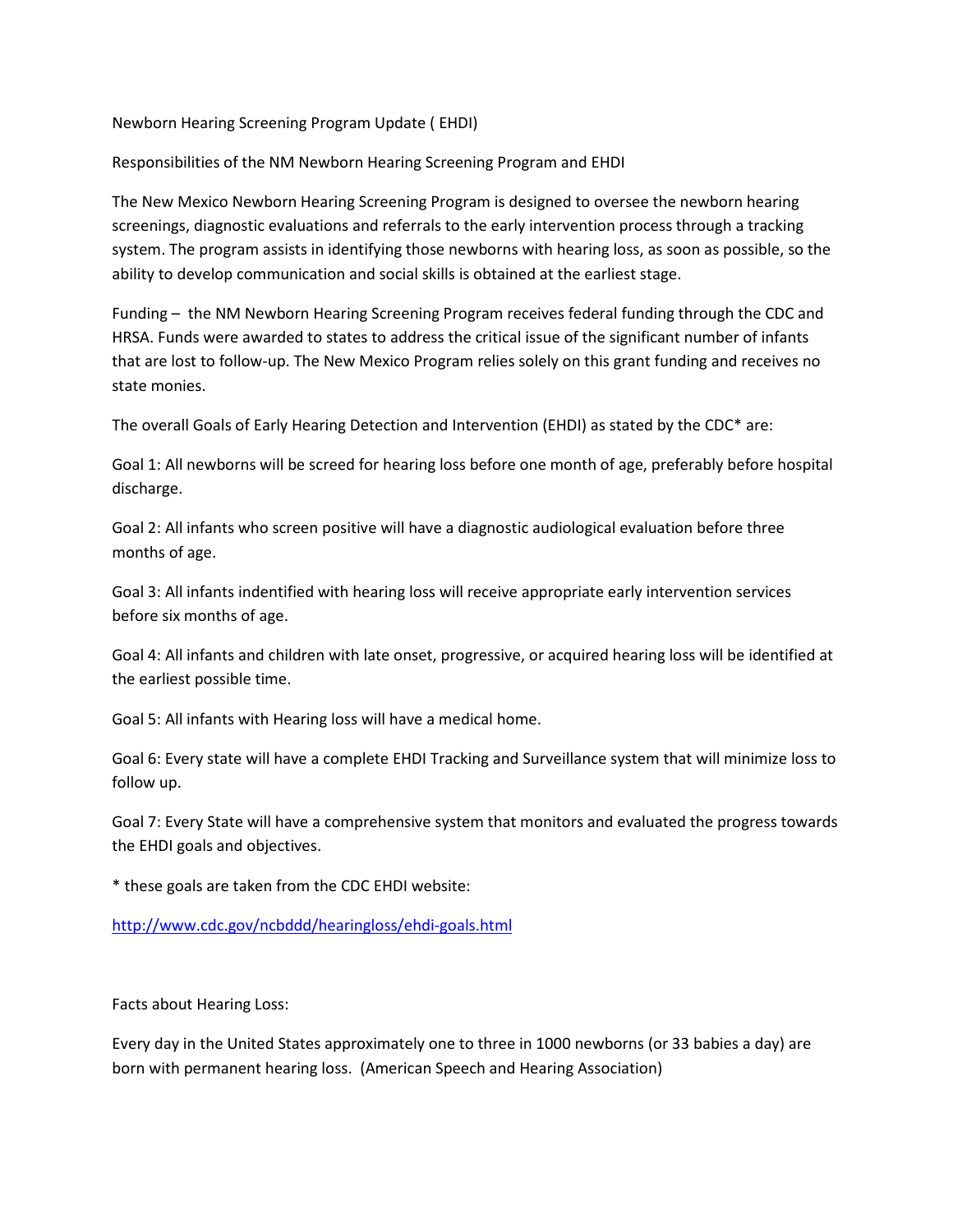Newborn Hearing Screening Program Update ( EHDI)

Responsibilities of the NM Newborn Hearing Screening Program and EHDI

The New Mexico Newborn Hearing Screening Program is designed to oversee the newborn hearing screenings, diagnostic evaluations and referrals to the early intervention process through a tracking system. The program assists in identifying those newborns with hearing loss, as soon as possible, so the ability to develop communication and social skills is obtained at the earliest stage.

Funding – the NM Newborn Hearing Screening Program receives federal funding through the CDC and HRSA. Funds were awarded to states to address the critical issue of the significant number of infants that are lost to follow-up. The New Mexico Program relies solely on this grant funding and receives no state monies.

The overall Goals of Early Hearing Detection and Intervention (EHDI) as stated by the CDC* are:

Goal 1: All newborns will be screed for hearing loss before one month of age, preferably before hospital discharge.

Goal 2: All infants who screen positive will have a diagnostic audiological evaluation before three months of age.

Goal 3: All infants indentified with hearing loss will receive appropriate early intervention services before six months of age.

Goal 4: All infants and children with late onset, progressive, or acquired hearing loss will be identified at the earliest possible time.

Goal 5: All infants with Hearing loss will have a medical home.

Goal 6: Every state will have a complete EHDI Tracking and Surveillance system that will minimize loss to follow up.

Goal 7: Every State will have a comprehensive system that monitors and evaluated the progress towards the EHDI goals and objectives.

* these goals are taken from the CDC EHDI website:

http://www.cdc.gov/ncbddd/hearingloss/ehdi-goals.html

Facts about Hearing Loss:

Every day in the United States approximately one to three in 1000 newborns (or 33 babies a day) are born with permanent hearing loss. (American Speech and Hearing Association)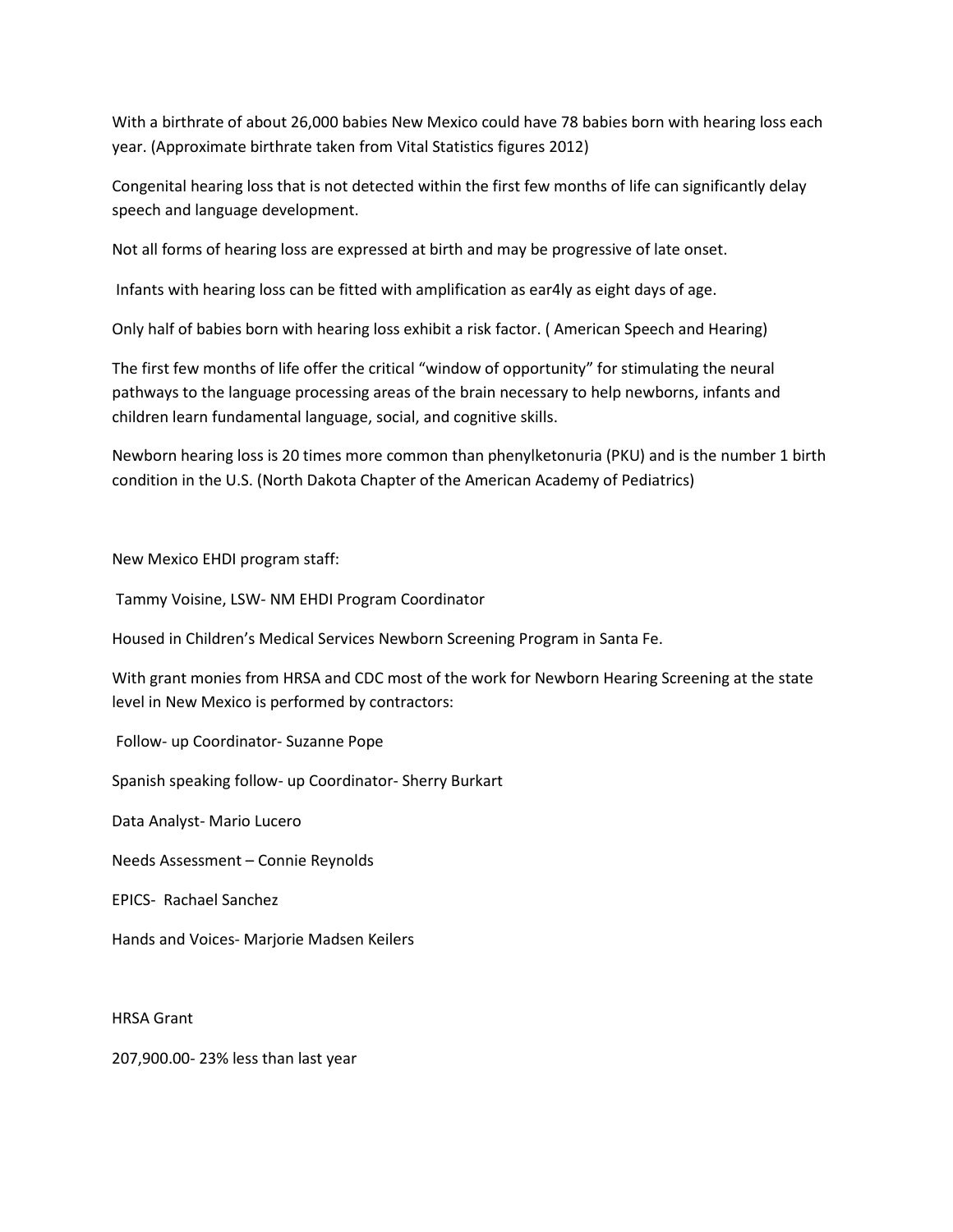With a birthrate of about 26,000 babies New Mexico could have 78 babies born with hearing loss each year. (Approximate birthrate taken from Vital Statistics figures 2012)

Congenital hearing loss that is not detected within the first few months of life can significantly delay speech and language development.

Not all forms of hearing loss are expressed at birth and may be progressive of late onset.

Infants with hearing loss can be fitted with amplification as ear4ly as eight days of age.

Only half of babies born with hearing loss exhibit a risk factor. ( American Speech and Hearing)

The first few months of life offer the critical "window of opportunity" for stimulating the neural pathways to the language processing areas of the brain necessary to help newborns, infants and children learn fundamental language, social, and cognitive skills.

Newborn hearing loss is 20 times more common than phenylketonuria (PKU) and is the number 1 birth condition in the U.S. (North Dakota Chapter of the American Academy of Pediatrics)

New Mexico EHDI program staff:

Tammy Voisine, LSW- NM EHDI Program Coordinator

Housed in Children's Medical Services Newborn Screening Program in Santa Fe.

With grant monies from HRSA and CDC most of the work for Newborn Hearing Screening at the state level in New Mexico is performed by contractors:

Follow- up Coordinator- Suzanne Pope

Spanish speaking follow- up Coordinator- Sherry Burkart

Data Analyst- Mario Lucero

Needs Assessment – Connie Reynolds

EPICS- Rachael Sanchez

Hands and Voices- Marjorie Madsen Keilers

HRSA Grant

207,900.00- 23% less than last year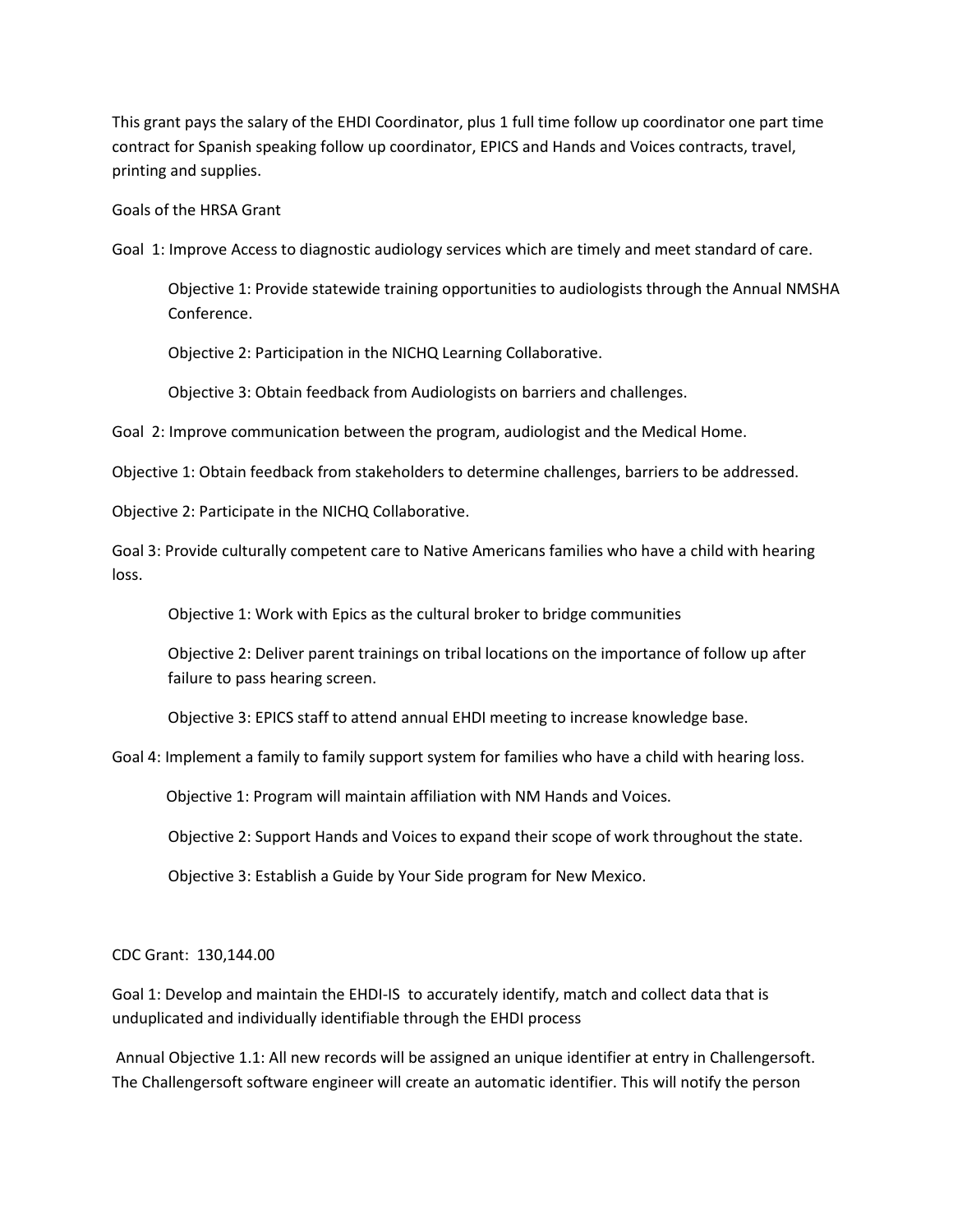This grant pays the salary of the EHDI Coordinator, plus 1 full time follow up coordinator one part time contract for Spanish speaking follow up coordinator, EPICS and Hands and Voices contracts, travel, printing and supplies.

Goals of the HRSA Grant

Goal 1: Improve Access to diagnostic audiology services which are timely and meet standard of care.

> Objective 1: Provide statewide training opportunities to audiologists through the Annual NMSHA Conference.
>
> Objective 2: Participation in the NICHQ Learning Collaborative.
>
> Objective 3: Obtain feedback from Audiologists on barriers and challenges.

Goal 2: Improve communication between the program, audiologist and the Medical Home.

Objective 1: Obtain feedback from stakeholders to determine challenges, barriers to be addressed.

Objective 2: Participate in the NICHQ Collaborative.

Goal 3: Provide culturally competent care to Native Americans families who have a child with hearing loss.

> Objective 1: Work with Epics as the cultural broker to bridge communities
>
> Objective 2: Deliver parent trainings on tribal locations on the importance of follow up after failure to pass hearing screen.
>
> Objective 3: EPICS staff to attend annual EHDI meeting to increase knowledge base.

Goal 4: Implement a family to family support system for families who have a child with hearing loss.

> Objective 1: Program will maintain affiliation with NM Hands and Voices.
>
> Objective 2: Support Hands and Voices to expand their scope of work throughout the state.
>
> Objective 3: Establish a Guide by Your Side program for New Mexico.

CDC Grant: 130,144.00

Goal 1: Develop and maintain the EHDI-IS to accurately identify, match and collect data that is unduplicated and individually identifiable through the EHDI process

Annual Objective 1.1: All new records will be assigned an unique identifier at entry in Challengersoft. The Challengersoft software engineer will create an automatic identifier. This will notify the person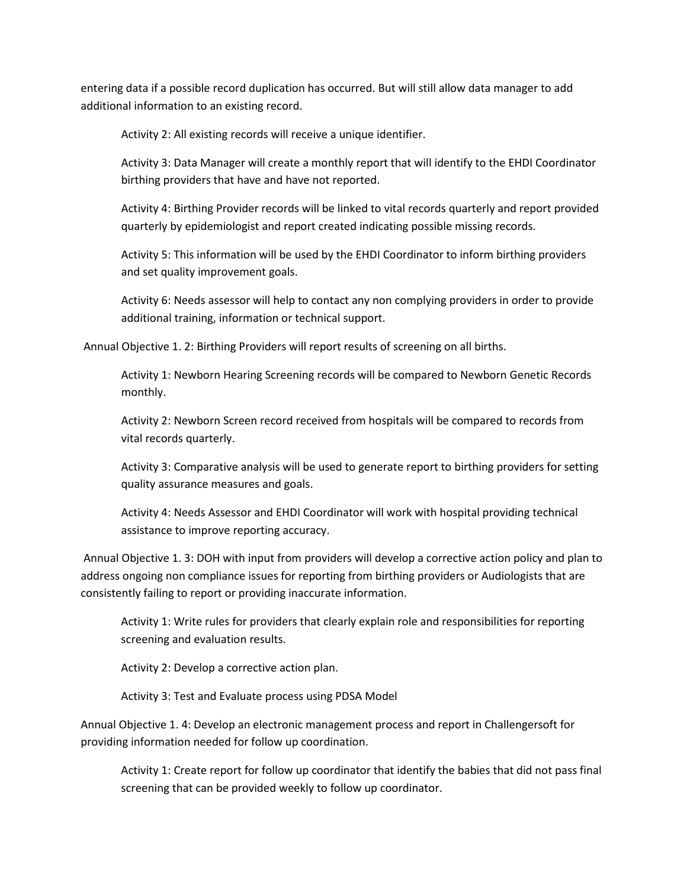entering data if a possible record duplication has occurred. But will still allow data manager to add additional information to an existing record.

Activity 2: All existing records will receive a unique identifier.

Activity 3: Data Manager will create a monthly report that will identify to the EHDI Coordinator birthing providers that have and have not reported.

Activity 4: Birthing Provider records will be linked to vital records quarterly and report provided quarterly by epidemiologist and report created indicating possible missing records.

Activity 5: This information will be used by the EHDI Coordinator to inform birthing providers and set quality improvement goals.

Activity 6: Needs assessor will help to contact any non complying providers in order to provide additional training, information or technical support.

Annual Objective 1. 2: Birthing Providers will report results of screening on all births.

Activity 1: Newborn Hearing Screening records will be compared to Newborn Genetic Records monthly.

Activity 2: Newborn Screen record received from hospitals will be compared to records from vital records quarterly.

Activity 3: Comparative analysis will be used to generate report to birthing providers for setting quality assurance measures and goals.

Activity 4: Needs Assessor and EHDI Coordinator will work with hospital providing technical assistance to improve reporting accuracy.

Annual Objective 1. 3: DOH with input from providers will develop a corrective action policy and plan to address ongoing non compliance issues for reporting from birthing providers or Audiologists that are consistently failing to report or providing inaccurate information.

Activity 1: Write rules for providers that clearly explain role and responsibilities for reporting screening and evaluation results.

Activity 2: Develop a corrective action plan.

Activity 3: Test and Evaluate process using PDSA Model

Annual Objective 1. 4: Develop an electronic management process and report in Challengersoft for providing information needed for follow up coordination.

Activity 1: Create report for follow up coordinator that identify the babies that did not pass final screening that can be provided weekly to follow up coordinator.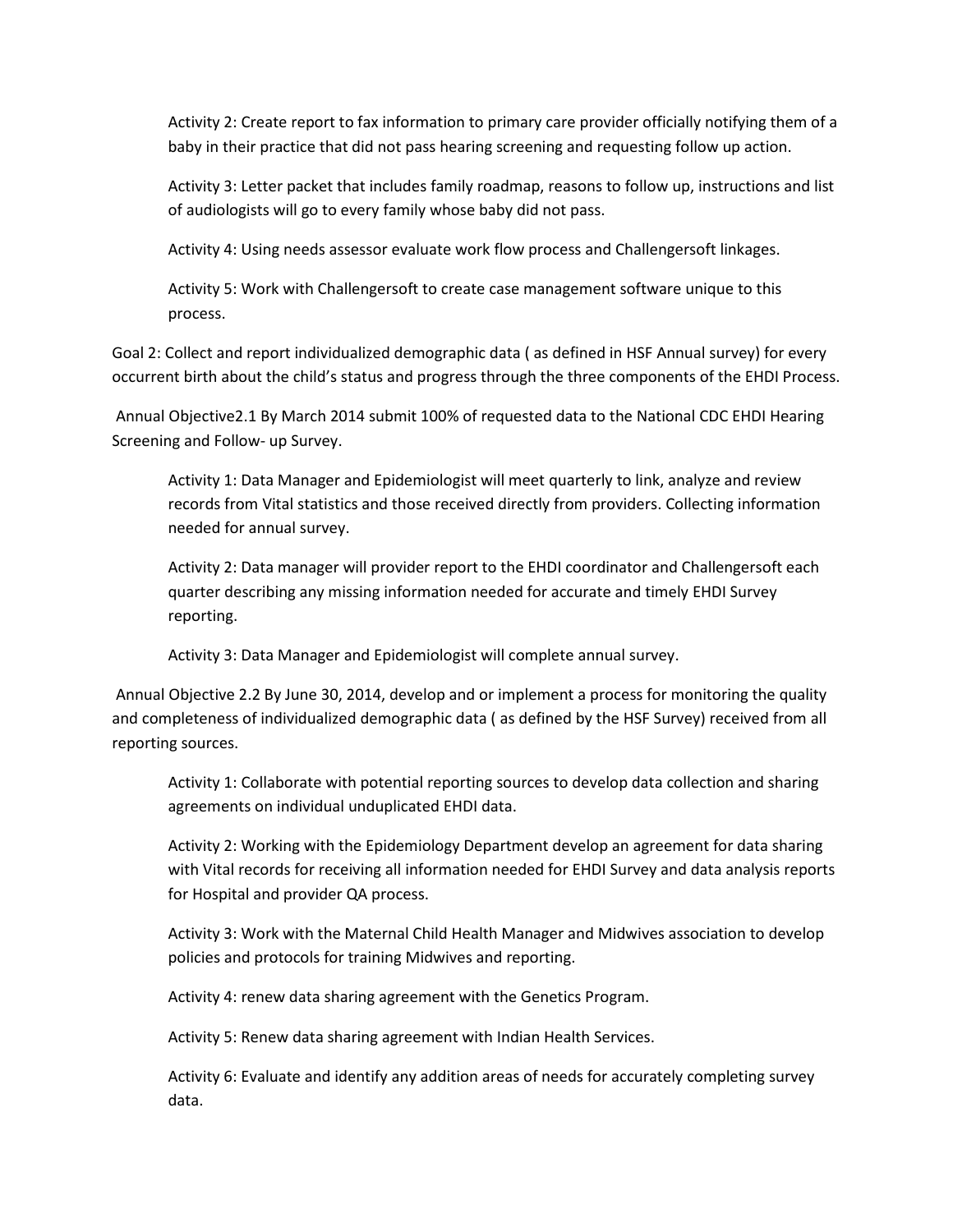Activity 2: Create report to fax information to primary care provider officially notifying them of a baby in their practice that did not pass hearing screening and requesting follow up action.

Activity 3: Letter packet that includes family roadmap, reasons to follow up, instructions and list of audiologists will go to every family whose baby did not pass.

Activity 4: Using needs assessor evaluate work flow process and Challengersoft linkages.

Activity 5: Work with Challengersoft to create case management software unique to this process.

Goal 2: Collect and report individualized demographic data ( as defined in HSF Annual survey) for every occurrent birth about the child's status and progress through the three components of the EHDI Process.

Annual Objective2.1 By March 2014 submit 100% of requested data to the National CDC EHDI Hearing Screening and Follow- up Survey.

Activity 1: Data Manager and Epidemiologist will meet quarterly to link, analyze and review records from Vital statistics and those received directly from providers. Collecting information needed for annual survey.

Activity 2: Data manager will provider report to the EHDI coordinator and Challengersoft each quarter describing any missing information needed for accurate and timely EHDI Survey reporting.

Activity 3: Data Manager and Epidemiologist will complete annual survey.

Annual Objective 2.2 By June 30, 2014, develop and or implement a process for monitoring the quality and completeness of individualized demographic data ( as defined by the HSF Survey) received from all reporting sources.

Activity 1: Collaborate with potential reporting sources to develop data collection and sharing agreements on individual unduplicated EHDI data.

Activity 2: Working with the Epidemiology Department develop an agreement for data sharing with Vital records for receiving all information needed for EHDI Survey and data analysis reports for Hospital and provider QA process.

Activity 3: Work with the Maternal Child Health Manager and Midwives association to develop policies and protocols for training Midwives and reporting.

Activity 4: renew data sharing agreement with the Genetics Program.

Activity 5: Renew data sharing agreement with Indian Health Services.

Activity 6: Evaluate and identify any addition areas of needs for accurately completing survey data.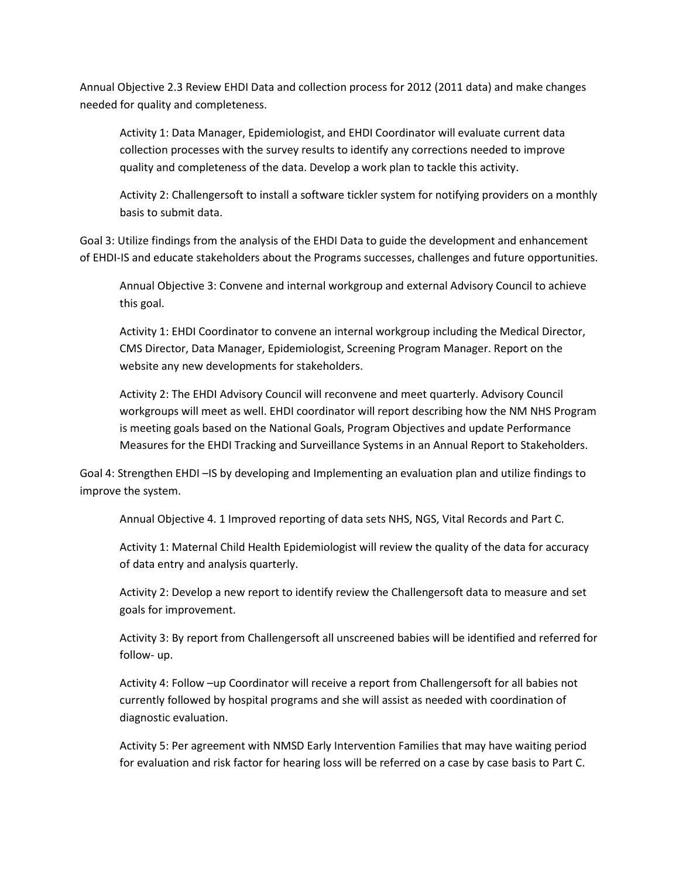Annual Objective 2.3 Review EHDI Data and collection process for 2012 (2011 data) and make changes needed for quality and completeness.

> Activity 1: Data Manager, Epidemiologist, and EHDI Coordinator will evaluate current data collection processes with the survey results to identify any corrections needed to improve quality and completeness of the data. Develop a work plan to tackle this activity.
>
> Activity 2: Challengersoft to install a software tickler system for notifying providers on a monthly basis to submit data.

Goal 3: Utilize findings from the analysis of the EHDI Data to guide the development and enhancement of EHDI-IS and educate stakeholders about the Programs successes, challenges and future opportunities.

> Annual Objective 3: Convene and internal workgroup and external Advisory Council to achieve this goal.
>
> Activity 1: EHDI Coordinator to convene an internal workgroup including the Medical Director, CMS Director, Data Manager, Epidemiologist, Screening Program Manager. Report on the website any new developments for stakeholders.
>
> Activity 2: The EHDI Advisory Council will reconvene and meet quarterly. Advisory Council workgroups will meet as well. EHDI coordinator will report describing how the NM NHS Program is meeting goals based on the National Goals, Program Objectives and update Performance Measures for the EHDI Tracking and Surveillance Systems in an Annual Report to Stakeholders.

Goal 4: Strengthen EHDI –IS by developing and Implementing an evaluation plan and utilize findings to improve the system.

> Annual Objective 4. 1 Improved reporting of data sets NHS, NGS, Vital Records and Part C.
>
> Activity 1: Maternal Child Health Epidemiologist will review the quality of the data for accuracy of data entry and analysis quarterly.
>
> Activity 2: Develop a new report to identify review the Challengersoft data to measure and set goals for improvement.
>
> Activity 3: By report from Challengersoft all unscreened babies will be identified and referred for follow- up.
>
> Activity 4: Follow –up Coordinator will receive a report from Challengersoft for all babies not currently followed by hospital programs and she will assist as needed with coordination of diagnostic evaluation.
>
> Activity 5: Per agreement with NMSD Early Intervention Families that may have waiting period for evaluation and risk factor for hearing loss will be referred on a case by case basis to Part C.